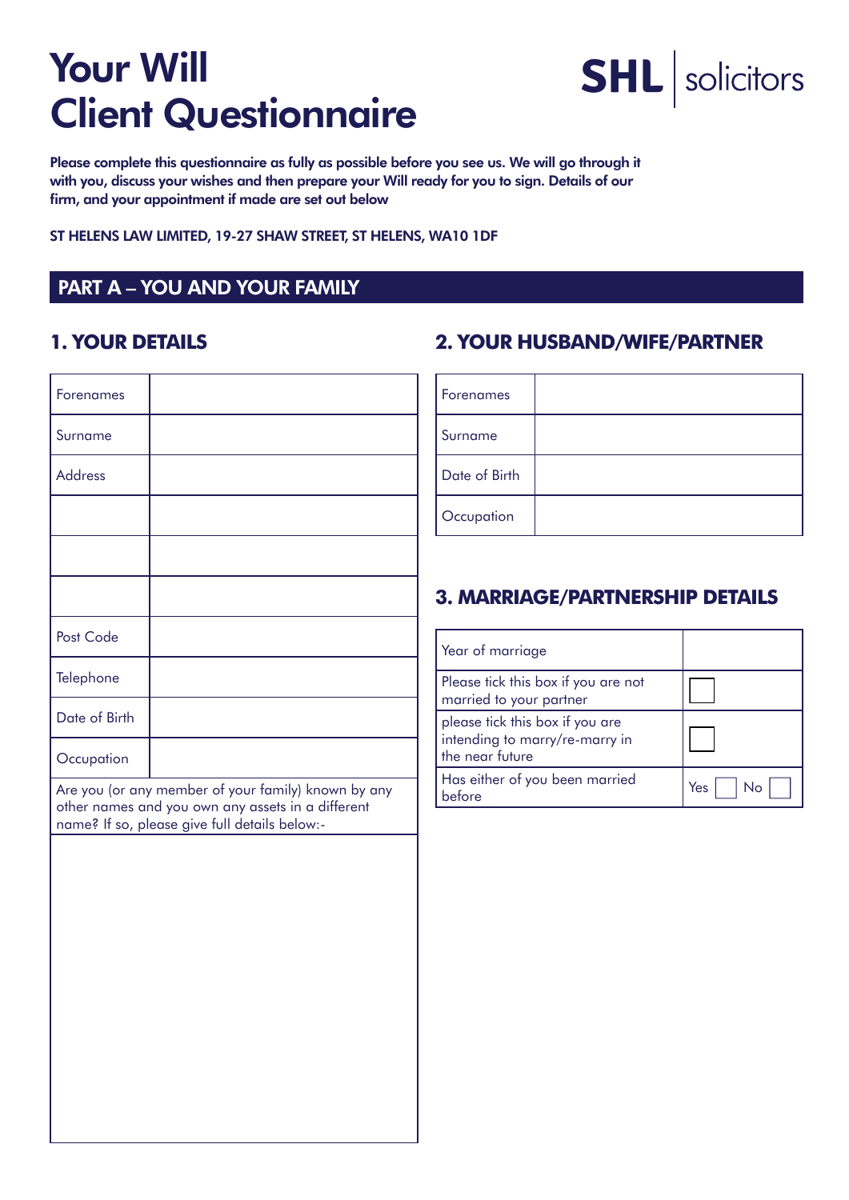# Your Will
# Client Questionnaire

**SHL | solicitors**

**Please complete this questionnaire as fully as possible before you see us. We will go through it with you, discuss your wishes and then prepare your Will ready for you to sign. Details of our firm, and your appointment if made are set out below**

**ST HELENS LAW LIMITED, 19-27 SHAW STREET, ST HELENS, WA10 1DF**

## PART A – YOU AND YOUR FAMILY

### 1. YOUR DETAILS

| | |
|---|---|
| Forenames | |
| Surname | |
| Address | |
| | |
| | |
| | |
| Post Code | |
| Telephone | |
| Date of Birth | |
| Occupation | |

Are you (or any member of your family) known by any other names and you own any assets in a different name? If so, please give full details below:-

| |
|---|
| |

### 2. YOUR HUSBAND/WIFE/PARTNER

| | |
|---|---|
| Forenames | |
| Surname | |
| Date of Birth | |
| Occupation | |

### 3. MARRIAGE/PARTNERSHIP DETAILS

| | |
|---|---|
| Year of marriage | |
| Please tick this box if you are not married to your partner | ☐ |
| please tick this box if you are intending to marry/re-marry in the near future | ☐ |
| Has either of you been married before | Yes ☐ No ☐ |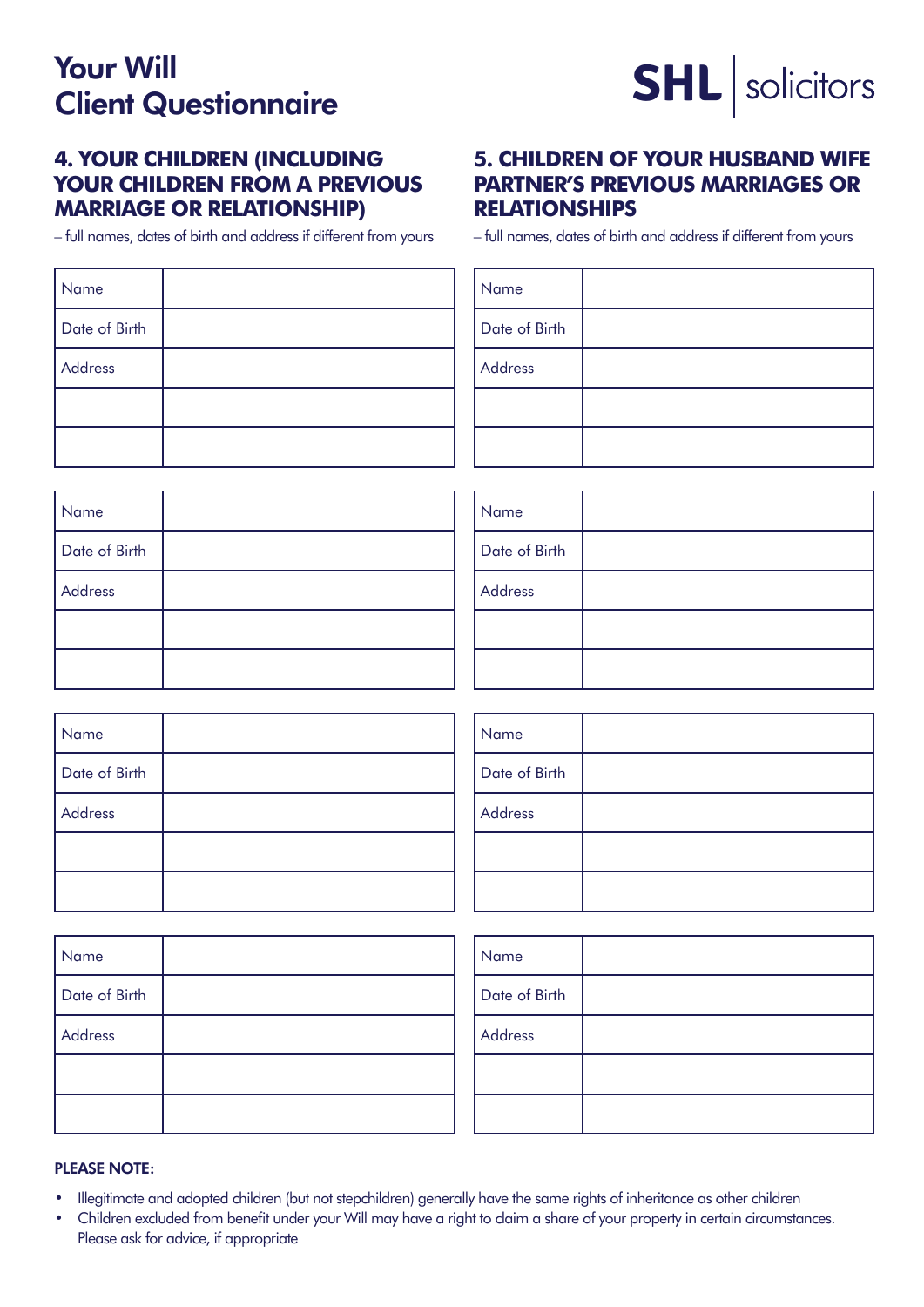# Your Will
# Client Questionnaire

SHL | solicitors

## 4. YOUR CHILDREN (INCLUDING YOUR CHILDREN FROM A PREVIOUS MARRIAGE OR RELATIONSHIP)

– full names, dates of birth and address if different from yours

| Name | |
|---|---|
| Date of Birth | |
| Address | |
| | |
| | |

| Name | |
|---|---|
| Date of Birth | |
| Address | |
| | |
| | |

| Name | |
|---|---|
| Date of Birth | |
| Address | |
| | |
| | |

| Name | |
|---|---|
| Date of Birth | |
| Address | |
| | |
| | |

## 5. CHILDREN OF YOUR HUSBAND WIFE PARTNER'S PREVIOUS MARRIAGES OR RELATIONSHIPS

– full names, dates of birth and address if different from yours

| Name | |
|---|---|
| Date of Birth | |
| Address | |
| | |
| | |

| Name | |
|---|---|
| Date of Birth | |
| Address | |
| | |
| | |

| Name | |
|---|---|
| Date of Birth | |
| Address | |
| | |
| | |

| Name | |
|---|---|
| Date of Birth | |
| Address | |
| | |
| | |

**PLEASE NOTE:**

- Illegitimate and adopted children (but not stepchildren) generally have the same rights of inheritance as other children
- Children excluded from benefit under your Will may have a right to claim a share of your property in certain circumstances. Please ask for advice, if appropriate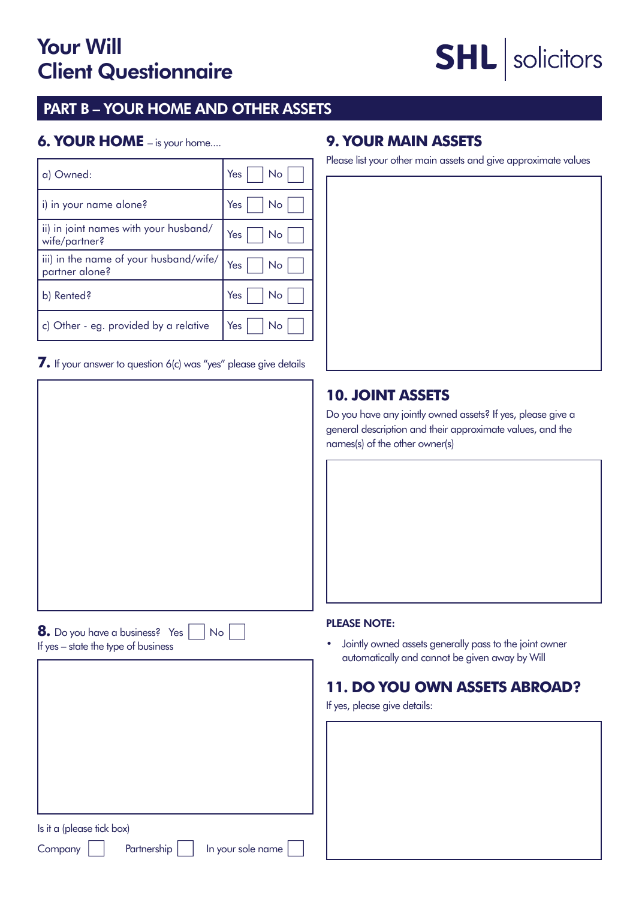# Your Will Client Questionnaire

**SHL** | solicitors

## PART B – YOUR HOME AND OTHER ASSETS

### 6. YOUR HOME – is your home....

| | |
|---|---|
| a) Owned: | Yes ☐ No ☐ |
| i) in your name alone? | Yes ☐ No ☐ |
| ii) in joint names with your husband/wife/partner? | Yes ☐ No ☐ |
| iii) in the name of your husband/wife/partner alone? | Yes ☐ No ☐ |
| b) Rented? | Yes ☐ No ☐ |
| c) Other - eg. provided by a relative | Yes ☐ No ☐ |

### 7. If your answer to question 6(c) was "yes" please give details

### 8. Do you have a business? Yes ☐ No ☐

If yes – state the type of business

Is it a (please tick box)

Company ☐ Partnership ☐ In your sole name ☐

### 9. YOUR MAIN ASSETS

Please list your other main assets and give approximate values

### 10. JOINT ASSETS

Do you have any jointly owned assets? If yes, please give a general description and their approximate values, and the names(s) of the other owner(s)

**PLEASE NOTE:**

- Jointly owned assets generally pass to the joint owner automatically and cannot be given away by Will

### 11. DO YOU OWN ASSETS ABROAD?

If yes, please give details: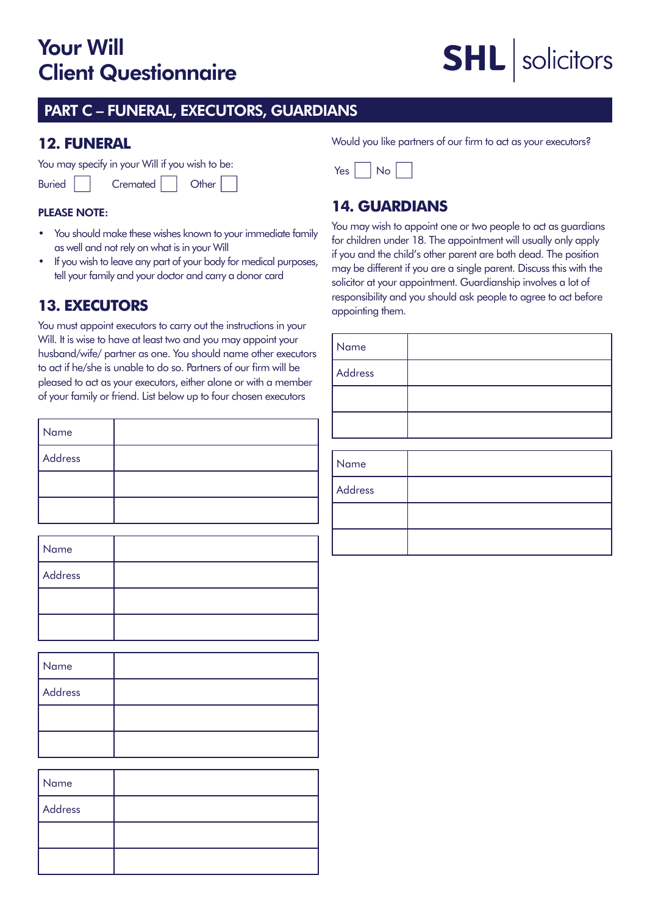# Your Will
# Client Questionnaire

SHL | solicitors

## PART C – FUNERAL, EXECUTORS, GUARDIANS

### 12. FUNERAL

You may specify in your Will if you wish to be:

Buried ☐ Cremated ☐ Other ☐

**PLEASE NOTE:**

- You should make these wishes known to your immediate family as well and not rely on what is in your Will
- If you wish to leave any part of your body for medical purposes, tell your family and your doctor and carry a donor card

### 13. EXECUTORS

You must appoint executors to carry out the instructions in your Will. It is wise to have at least two and you may appoint your husband/wife/ partner as one. You should name other executors to act if he/she is unable to do so. Partners of our firm will be pleased to act as your executors, either alone or with a member of your family or friend. List below up to four chosen executors

| Name | |
|---|---|
| Address | |
| | |
| | |

| Name | |
|---|---|
| Address | |
| | |
| | |

| Name | |
|---|---|
| Address | |
| | |
| | |

| Name | |
|---|---|
| Address | |
| | |
| | |

Would you like partners of our firm to act as your executors?

Yes ☐ No ☐

### 14. GUARDIANS

You may wish to appoint one or two people to act as guardians for children under 18. The appointment will usually only apply if you and the child's other parent are both dead. The position may be different if you are a single parent. Discuss this with the solicitor at your appointment. Guardianship involves a lot of responsibility and you should ask people to agree to act before appointing them.

| Name | |
|---|---|
| Address | |
| | |
| | |

| Name | |
|---|---|
| Address | |
| | |
| | |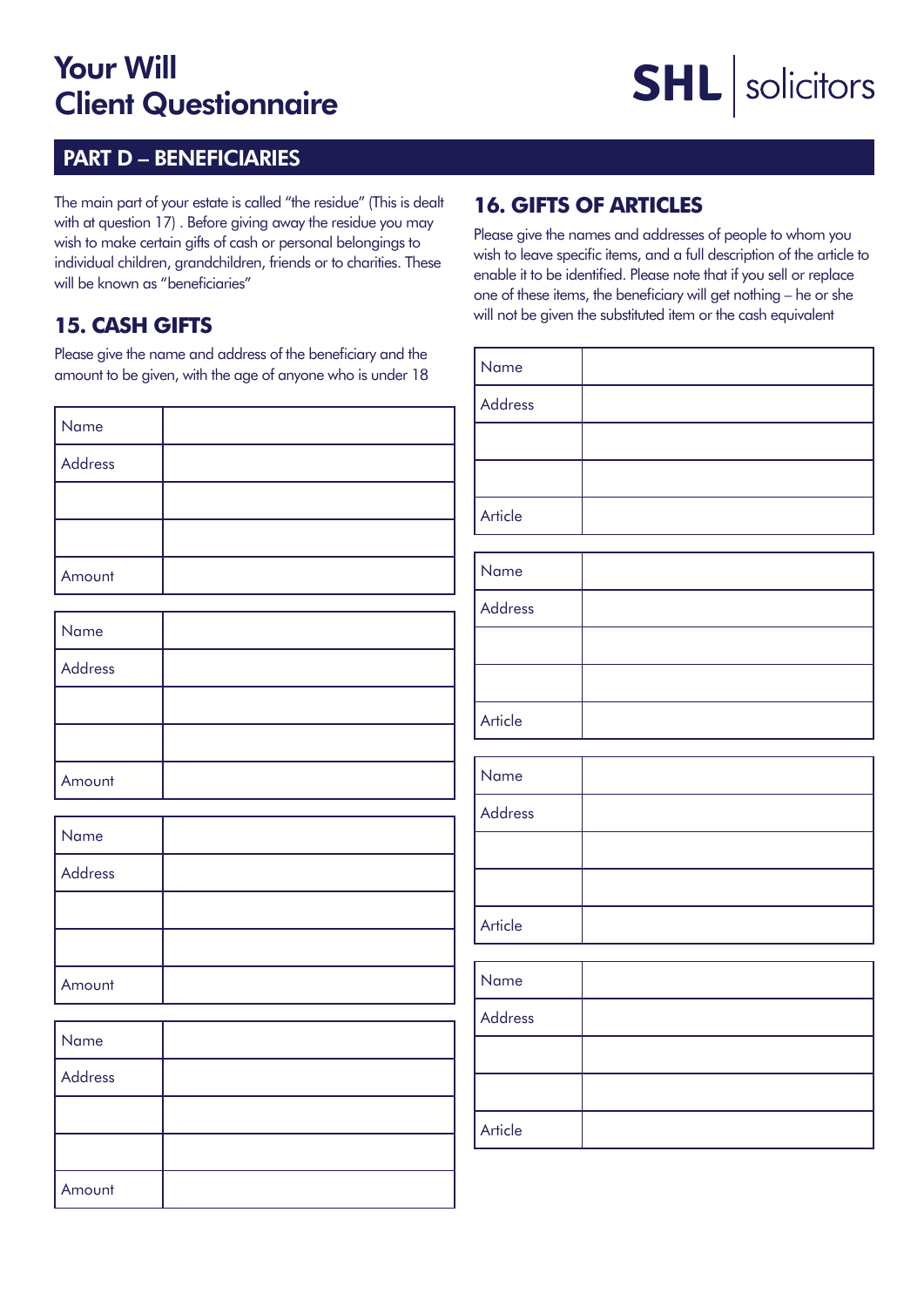# Your Will
# Client Questionnaire

SHL | solicitors

## PART D – BENEFICIARIES

The main part of your estate is called "the residue" (This is dealt with at question 17) . Before giving away the residue you may wish to make certain gifts of cash or personal belongings to individual children, grandchildren, friends or to charities. These will be known as "beneficiaries"

### 15. CASH GIFTS

Please give the name and address of the beneficiary and the amount to be given, with the age of anyone who is under 18

| Name | |
|---|---|
| Address | |
| | |
| | |
| Amount | |

| Name | |
|---|---|
| Address | |
| | |
| | |
| Amount | |

| Name | |
|---|---|
| Address | |
| | |
| | |
| Amount | |

| Name | |
|---|---|
| Address | |
| | |
| | |
| Amount | |

### 16. GIFTS OF ARTICLES

Please give the names and addresses of people to whom you wish to leave specific items, and a full description of the article to enable it to be identified. Please note that if you sell or replace one of these items, the beneficiary will get nothing – he or she will not be given the substituted item or the cash equivalent

| Name | |
|---|---|
| Address | |
| | |
| | |
| Article | |

| Name | |
|---|---|
| Address | |
| | |
| | |
| Article | |

| Name | |
|---|---|
| Address | |
| | |
| | |
| Article | |

| Name | |
|---|---|
| Address | |
| | |
| | |
| Article | |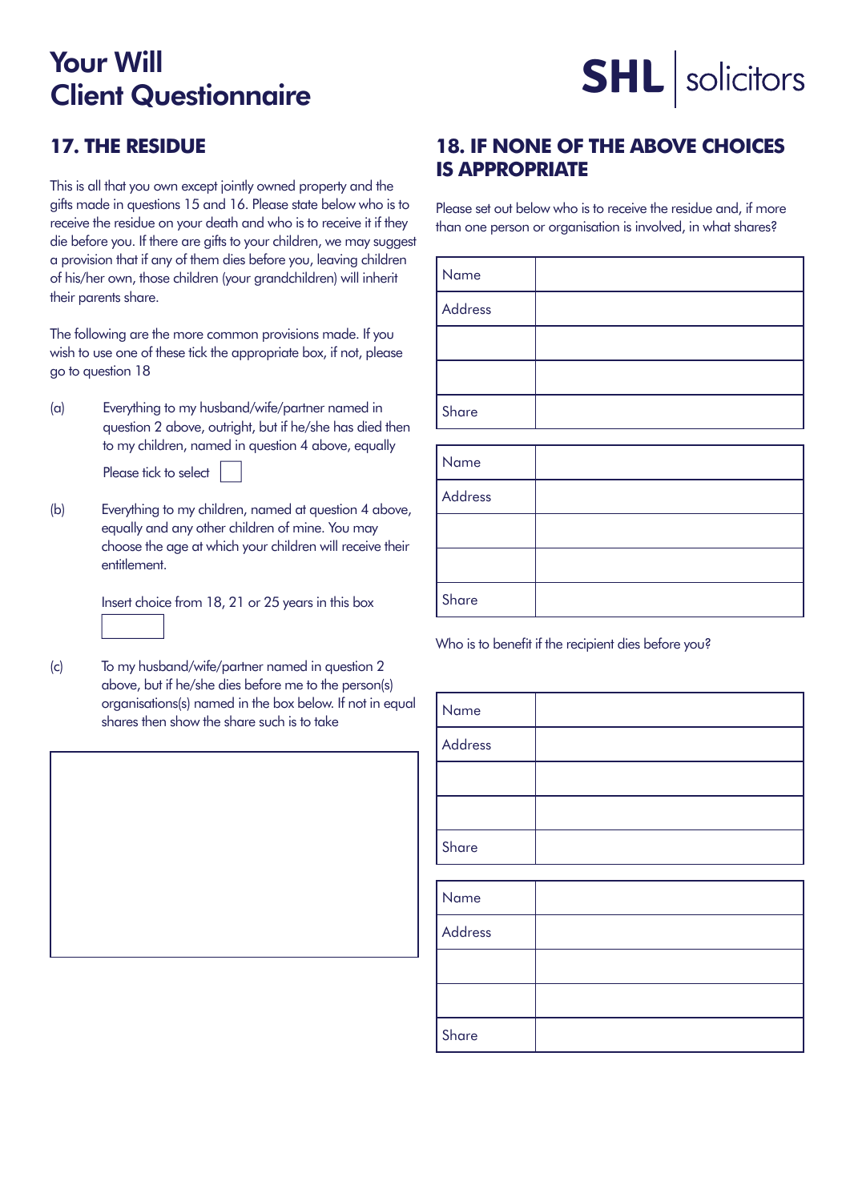# Your Will
# Client Questionnaire

SHL | solicitors

## 17. THE RESIDUE

This is all that you own except jointly owned property and the gifts made in questions 15 and 16. Please state below who is to receive the residue on your death and who is to receive it if they die before you. If there are gifts to your children, we may suggest a provision that if any of them dies before you, leaving children of his/her own, those children (your grandchildren) will inherit their parents share.

The following are the more common provisions made. If you wish to use one of these tick the appropriate box, if not, please go to question 18

(a) Everything to my husband/wife/partner named in question 2 above, outright, but if he/she has died then to my children, named in question 4 above, equally

Please tick to select ☐

(b) Everything to my children, named at question 4 above, equally and any other children of mine. You may choose the age at which your children will receive their entitlement.

Insert choice from 18, 21 or 25 years in this box

| |
|---|
| |

(c) To my husband/wife/partner named in question 2 above, but if he/she dies before me to the person(s) organisations(s) named in the box below. If not in equal shares then show the share such is to take

| |
|---|
| |

## 18. IF NONE OF THE ABOVE CHOICES IS APPROPRIATE

Please set out below who is to receive the residue and, if more than one person or organisation is involved, in what shares?

| | |
|---|---|
| Name | |
| Address | |
| | |
| | |
| Share | |

| | |
|---|---|
| Name | |
| Address | |
| | |
| | |
| Share | |

Who is to benefit if the recipient dies before you?

| | |
|---|---|
| Name | |
| Address | |
| | |
| | |
| Share | |

| | |
|---|---|
| Name | |
| Address | |
| | |
| | |
| Share | |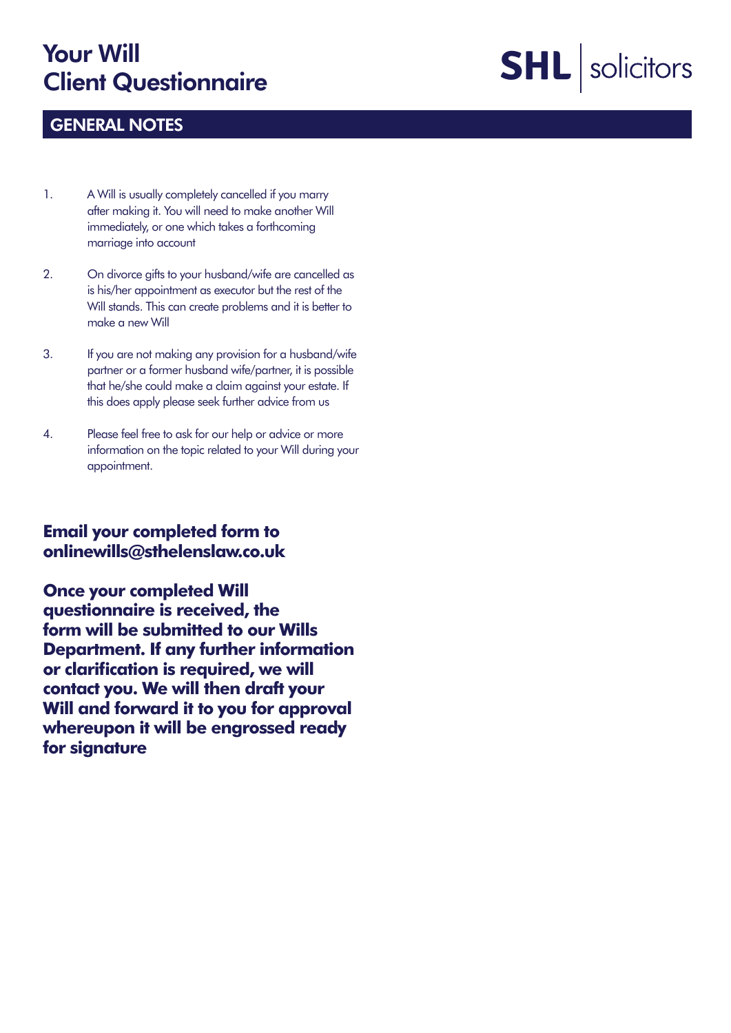# Your Will
# Client Questionnaire

SHL | solicitors

## GENERAL NOTES

1. A Will is usually completely cancelled if you marry after making it. You will need to make another Will immediately, or one which takes a forthcoming marriage into account

2. On divorce gifts to your husband/wife are cancelled as is his/her appointment as executor but the rest of the Will stands. This can create problems and it is better to make a new Will

3. If you are not making any provision for a husband/wife partner or a former husband wife/partner, it is possible that he/she could make a claim against your estate. If this does apply please seek further advice from us

4. Please feel free to ask for our help or advice or more information on the topic related to your Will during your appointment.

**Email your completed form to onlinewills@sthelenslaw.co.uk**

**Once your completed Will questionnaire is received, the form will be submitted to our Wills Department. If any further information or clarification is required, we will contact you. We will then draft your Will and forward it to you for approval whereupon it will be engrossed ready for signature**